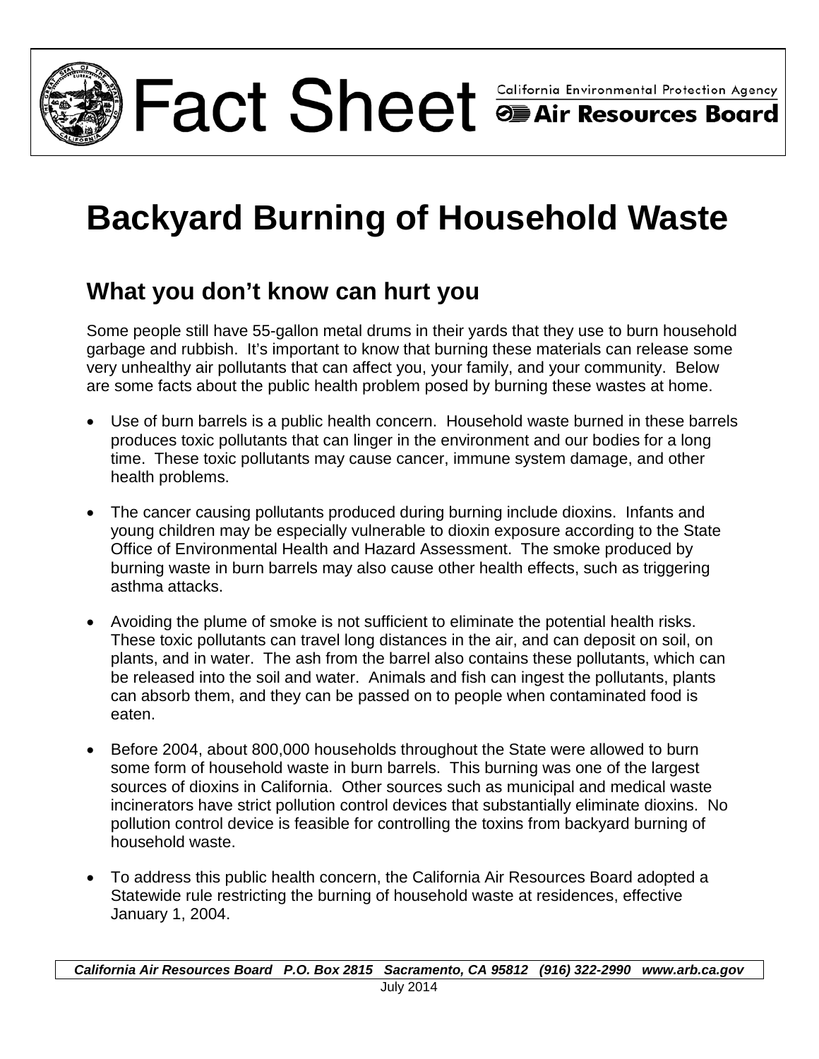Fact Sheet

California Environmental Protection Agency
Air Resources Board

# Backyard Burning of Household Waste

## What you don't know can hurt you

Some people still have 55-gallon metal drums in their yards that they use to burn household garbage and rubbish. It's important to know that burning these materials can release some very unhealthy air pollutants that can affect you, your family, and your community. Below are some facts about the public health problem posed by burning these wastes at home.

- Use of burn barrels is a public health concern. Household waste burned in these barrels produces toxic pollutants that can linger in the environment and our bodies for a long time. These toxic pollutants may cause cancer, immune system damage, and other health problems.

- The cancer causing pollutants produced during burning include dioxins. Infants and young children may be especially vulnerable to dioxin exposure according to the State Office of Environmental Health and Hazard Assessment. The smoke produced by burning waste in burn barrels may also cause other health effects, such as triggering asthma attacks.

- Avoiding the plume of smoke is not sufficient to eliminate the potential health risks. These toxic pollutants can travel long distances in the air, and can deposit on soil, on plants, and in water. The ash from the barrel also contains these pollutants, which can be released into the soil and water. Animals and fish can ingest the pollutants, plants can absorb them, and they can be passed on to people when contaminated food is eaten.

- Before 2004, about 800,000 households throughout the State were allowed to burn some form of household waste in burn barrels. This burning was one of the largest sources of dioxins in California. Other sources such as municipal and medical waste incinerators have strict pollution control devices that substantially eliminate dioxins. No pollution control device is feasible for controlling the toxins from backyard burning of household waste.

- To address this public health concern, the California Air Resources Board adopted a Statewide rule restricting the burning of household waste at residences, effective January 1, 2004.

*California Air Resources Board P.O. Box 2815 Sacramento, CA 95812 (916) 322-2990 www.arb.ca.gov*

July 2014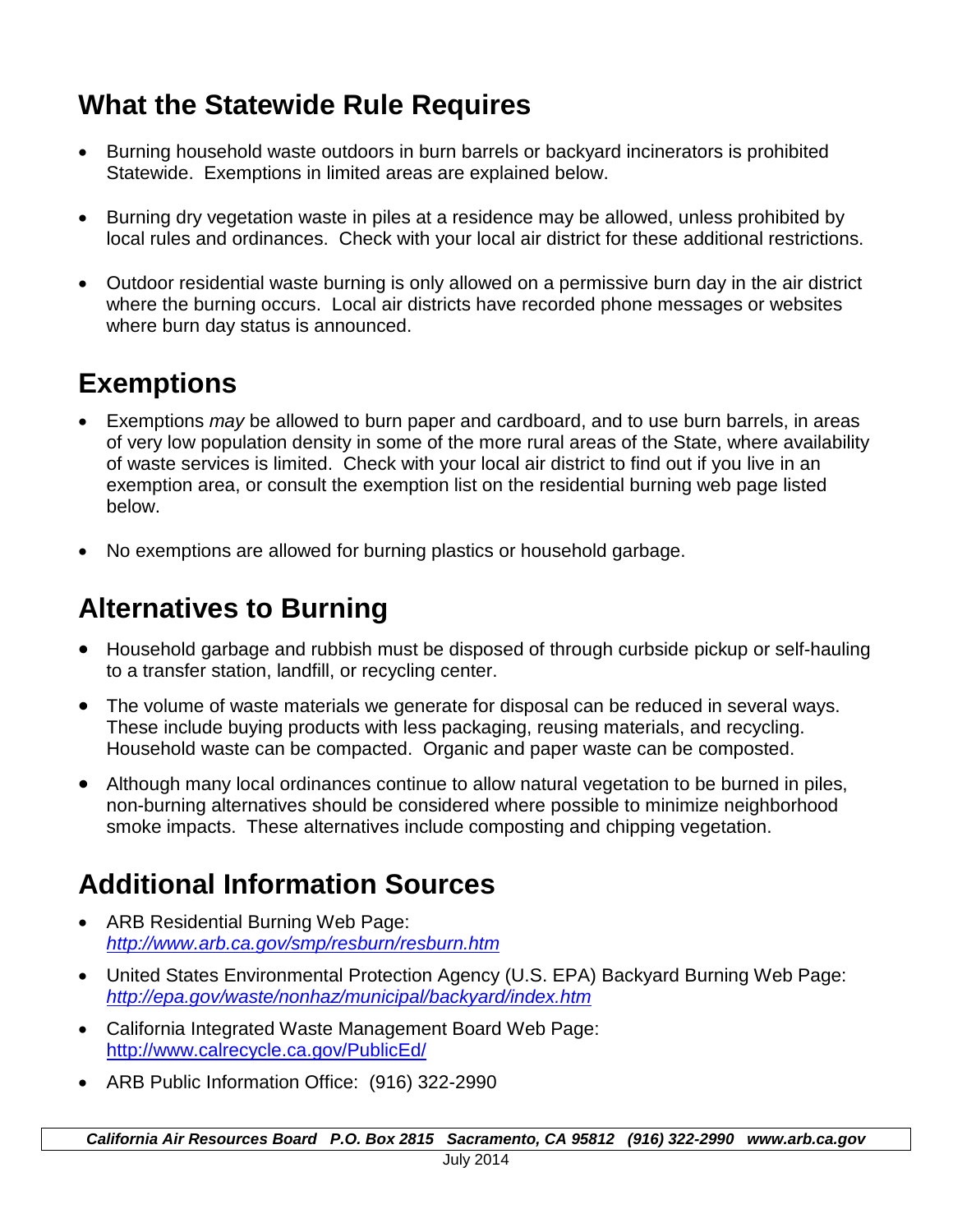## What the Statewide Rule Requires

- Burning household waste outdoors in burn barrels or backyard incinerators is prohibited Statewide. Exemptions in limited areas are explained below.
- Burning dry vegetation waste in piles at a residence may be allowed, unless prohibited by local rules and ordinances. Check with your local air district for these additional restrictions.
- Outdoor residential waste burning is only allowed on a permissive burn day in the air district where the burning occurs. Local air districts have recorded phone messages or websites where burn day status is announced.

## Exemptions

- Exemptions *may* be allowed to burn paper and cardboard, and to use burn barrels, in areas of very low population density in some of the more rural areas of the State, where availability of waste services is limited. Check with your local air district to find out if you live in an exemption area, or consult the exemption list on the residential burning web page listed below.
- No exemptions are allowed for burning plastics or household garbage.

## Alternatives to Burning

- Household garbage and rubbish must be disposed of through curbside pickup or self-hauling to a transfer station, landfill, or recycling center.
- The volume of waste materials we generate for disposal can be reduced in several ways. These include buying products with less packaging, reusing materials, and recycling. Household waste can be compacted. Organic and paper waste can be composted.
- Although many local ordinances continue to allow natural vegetation to be burned in piles, non-burning alternatives should be considered where possible to minimize neighborhood smoke impacts. These alternatives include composting and chipping vegetation.

## Additional Information Sources

- ARB Residential Burning Web Page:
  *http://www.arb.ca.gov/smp/resburn/resburn.htm*
- United States Environmental Protection Agency (U.S. EPA) Backyard Burning Web Page:
  *http://epa.gov/waste/nonhaz/municipal/backyard/index.htm*
- California Integrated Waste Management Board Web Page:
  http://www.calrecycle.ca.gov/PublicEd/
- ARB Public Information Office: (916) 322-2990

***California Air Resources Board P.O. Box 2815 Sacramento, CA 95812 (916) 322-2990 www.arb.ca.gov***

July 2014